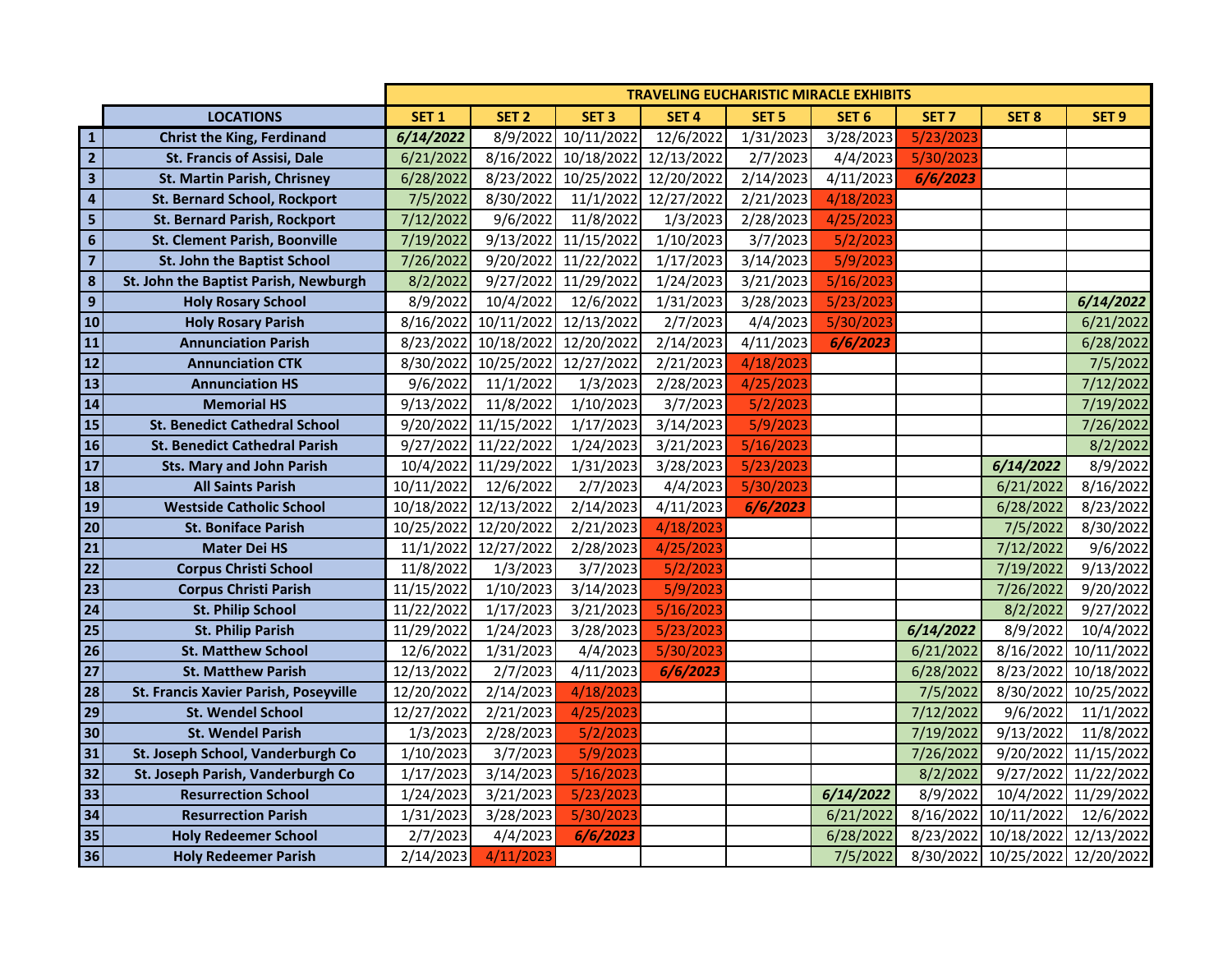|  | LOCATIONS | TRAVELING EUCHARISTIC MIRACLE EXHIBITS | | | | | | | | |
|---|---|---|---|---|---|---|---|---|---|---|
|  |  | SET 1 | SET 2 | SET 3 | SET 4 | SET 5 | SET 6 | SET 7 | SET 8 | SET 9 |
| 1 | Christ the King, Ferdinand | ***6/14/2022*** | 8/9/2022 | 10/11/2022 | 12/6/2022 | 1/31/2023 | 3/28/2023 | 5/23/2023 |  |  |
| 2 | St. Francis of Assisi, Dale | 6/21/2022 | 8/16/2022 | 10/18/2022 | 12/13/2022 | 2/7/2023 | 4/4/2023 | 5/30/2023 |  |  |
| 3 | St. Martin Parish, Chrisney | 6/28/2022 | 8/23/2022 | 10/25/2022 | 12/20/2022 | 2/14/2023 | 4/11/2023 | ***6/6/2023*** |  |  |
| 4 | St. Bernard School, Rockport | 7/5/2022 | 8/30/2022 | 11/1/2022 | 12/27/2022 | 2/21/2023 | 4/18/2023 |  |  |  |
| 5 | St. Bernard Parish, Rockport | 7/12/2022 | 9/6/2022 | 11/8/2022 | 1/3/2023 | 2/28/2023 | 4/25/2023 |  |  |  |
| 6 | St. Clement Parish, Boonville | 7/19/2022 | 9/13/2022 | 11/15/2022 | 1/10/2023 | 3/7/2023 | 5/2/2023 |  |  |  |
| 7 | St. John the Baptist School | 7/26/2022 | 9/20/2022 | 11/22/2022 | 1/17/2023 | 3/14/2023 | 5/9/2023 |  |  |  |
| 8 | St. John the Baptist Parish, Newburgh | 8/2/2022 | 9/27/2022 | 11/29/2022 | 1/24/2023 | 3/21/2023 | 5/16/2023 |  |  |  |
| 9 | Holy Rosary School | 8/9/2022 | 10/4/2022 | 12/6/2022 | 1/31/2023 | 3/28/2023 | 5/23/2023 |  |  | ***6/14/2022*** |
| 10 | Holy Rosary Parish | 8/16/2022 | 10/11/2022 | 12/13/2022 | 2/7/2023 | 4/4/2023 | 5/30/2023 |  |  | 6/21/2022 |
| 11 | Annunciation Parish | 8/23/2022 | 10/18/2022 | 12/20/2022 | 2/14/2023 | 4/11/2023 | ***6/6/2023*** |  |  | 6/28/2022 |
| 12 | Annunciation CTK | 8/30/2022 | 10/25/2022 | 12/27/2022 | 2/21/2023 | 4/18/2023 |  |  |  | 7/5/2022 |
| 13 | Annunciation HS | 9/6/2022 | 11/1/2022 | 1/3/2023 | 2/28/2023 | 4/25/2023 |  |  |  | 7/12/2022 |
| 14 | Memorial HS | 9/13/2022 | 11/8/2022 | 1/10/2023 | 3/7/2023 | 5/2/2023 |  |  |  | 7/19/2022 |
| 15 | St. Benedict Cathedral School | 9/20/2022 | 11/15/2022 | 1/17/2023 | 3/14/2023 | 5/9/2023 |  |  |  | 7/26/2022 |
| 16 | St. Benedict Cathedral Parish | 9/27/2022 | 11/22/2022 | 1/24/2023 | 3/21/2023 | 5/16/2023 |  |  |  | 8/2/2022 |
| 17 | Sts. Mary and John Parish | 10/4/2022 | 11/29/2022 | 1/31/2023 | 3/28/2023 | 5/23/2023 |  |  | ***6/14/2022*** | 8/9/2022 |
| 18 | All Saints Parish | 10/11/2022 | 12/6/2022 | 2/7/2023 | 4/4/2023 | 5/30/2023 |  |  | 6/21/2022 | 8/16/2022 |
| 19 | Westside Catholic School | 10/18/2022 | 12/13/2022 | 2/14/2023 | 4/11/2023 | ***6/6/2023*** |  |  | 6/28/2022 | 8/23/2022 |
| 20 | St. Boniface Parish | 10/25/2022 | 12/20/2022 | 2/21/2023 | 4/18/2023 |  |  |  | 7/5/2022 | 8/30/2022 |
| 21 | Mater Dei HS | 11/1/2022 | 12/27/2022 | 2/28/2023 | 4/25/2023 |  |  |  | 7/12/2022 | 9/6/2022 |
| 22 | Corpus Christi School | 11/8/2022 | 1/3/2023 | 3/7/2023 | 5/2/2023 |  |  |  | 7/19/2022 | 9/13/2022 |
| 23 | Corpus Christi Parish | 11/15/2022 | 1/10/2023 | 3/14/2023 | 5/9/2023 |  |  |  | 7/26/2022 | 9/20/2022 |
| 24 | St. Philip School | 11/22/2022 | 1/17/2023 | 3/21/2023 | 5/16/2023 |  |  |  | 8/2/2022 | 9/27/2022 |
| 25 | St. Philip Parish | 11/29/2022 | 1/24/2023 | 3/28/2023 | 5/23/2023 |  |  | ***6/14/2022*** | 8/9/2022 | 10/4/2022 |
| 26 | St. Matthew School | 12/6/2022 | 1/31/2023 | 4/4/2023 | 5/30/2023 |  |  | 6/21/2022 | 8/16/2022 | 10/11/2022 |
| 27 | St. Matthew Parish | 12/13/2022 | 2/7/2023 | 4/11/2023 | ***6/6/2023*** |  |  | 6/28/2022 | 8/23/2022 | 10/18/2022 |
| 28 | St. Francis Xavier Parish, Poseyville | 12/20/2022 | 2/14/2023 | 4/18/2023 |  |  |  | 7/5/2022 | 8/30/2022 | 10/25/2022 |
| 29 | St. Wendel School | 12/27/2022 | 2/21/2023 | 4/25/2023 |  |  |  | 7/12/2022 | 9/6/2022 | 11/1/2022 |
| 30 | St. Wendel Parish | 1/3/2023 | 2/28/2023 | 5/2/2023 |  |  |  | 7/19/2022 | 9/13/2022 | 11/8/2022 |
| 31 | St. Joseph School, Vanderburgh Co | 1/10/2023 | 3/7/2023 | 5/9/2023 |  |  |  | 7/26/2022 | 9/20/2022 | 11/15/2022 |
| 32 | St. Joseph Parish, Vanderburgh Co | 1/17/2023 | 3/14/2023 | 5/16/2023 |  |  |  | 8/2/2022 | 9/27/2022 | 11/22/2022 |
| 33 | Resurrection School | 1/24/2023 | 3/21/2023 | 5/23/2023 |  |  | ***6/14/2022*** | 8/9/2022 | 10/4/2022 | 11/29/2022 |
| 34 | Resurrection Parish | 1/31/2023 | 3/28/2023 | 5/30/2023 |  |  | 6/21/2022 | 8/16/2022 | 10/11/2022 | 12/6/2022 |
| 35 | Holy Redeemer School | 2/7/2023 | 4/4/2023 | ***6/6/2023*** |  |  | 6/28/2022 | 8/23/2022 | 10/18/2022 | 12/13/2022 |
| 36 | Holy Redeemer Parish | 2/14/2023 | 4/11/2023 |  |  |  | 7/5/2022 | 8/30/2022 | 10/25/2022 | 12/20/2022 |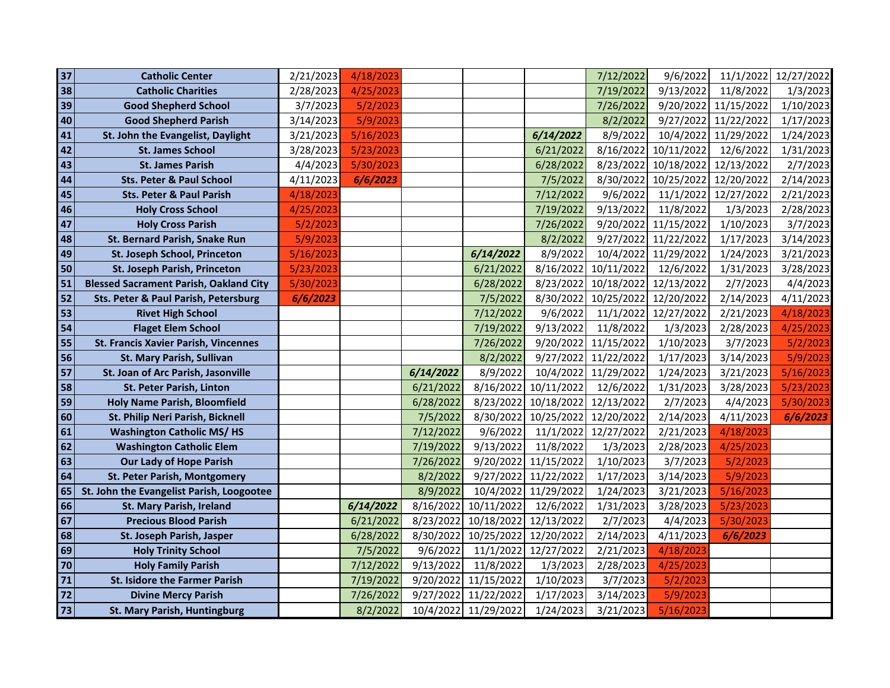| | | | | | | | | | | |
|---|---|---|---|---|---|---|---|---|---|---|
| 37 | **Catholic Center** | 2/21/2023 | 4/18/2023 | | | | 7/12/2022 | 9/6/2022 | 11/1/2022 | 12/27/2022 |
| 38 | **Catholic Charities** | 2/28/2023 | 4/25/2023 | | | | 7/19/2022 | 9/13/2022 | 11/8/2022 | 1/3/2023 |
| 39 | **Good Shepherd School** | 3/7/2023 | 5/2/2023 | | | | 7/26/2022 | 9/20/2022 | 11/15/2022 | 1/10/2023 |
| 40 | **Good Shepherd Parish** | 3/14/2023 | 5/9/2023 | | | | 8/2/2022 | 9/27/2022 | 11/22/2022 | 1/17/2023 |
| 41 | **St. John the Evangelist, Daylight** | 3/21/2023 | 5/16/2023 | | | ***6/14/2022*** | 8/9/2022 | 10/4/2022 | 11/29/2022 | 1/24/2023 |
| 42 | **St. James School** | 3/28/2023 | 5/23/2023 | | | 6/21/2022 | 8/16/2022 | 10/11/2022 | 12/6/2022 | 1/31/2023 |
| 43 | **St. James Parish** | 4/4/2023 | 5/30/2023 | | | 6/28/2022 | 8/23/2022 | 10/18/2022 | 12/13/2022 | 2/7/2023 |
| 44 | **Sts. Peter & Paul School** | 4/11/2023 | ***6/6/2023*** | | | 7/5/2022 | 8/30/2022 | 10/25/2022 | 12/20/2022 | 2/14/2023 |
| 45 | **Sts. Peter & Paul Parish** | 4/18/2023 | | | | 7/12/2022 | 9/6/2022 | 11/1/2022 | 12/27/2022 | 2/21/2023 |
| 46 | **Holy Cross School** | 4/25/2023 | | | | 7/19/2022 | 9/13/2022 | 11/8/2022 | 1/3/2023 | 2/28/2023 |
| 47 | **Holy Cross Parish** | 5/2/2023 | | | | 7/26/2022 | 9/20/2022 | 11/15/2022 | 1/10/2023 | 3/7/2023 |
| 48 | **St. Bernard Parish, Snake Run** | 5/9/2023 | | | | 8/2/2022 | 9/27/2022 | 11/22/2022 | 1/17/2023 | 3/14/2023 |
| 49 | **St. Joseph School, Princeton** | 5/16/2023 | | | ***6/14/2022*** | 8/9/2022 | 10/4/2022 | 11/29/2022 | 1/24/2023 | 3/21/2023 |
| 50 | **St. Joseph Parish, Princeton** | 5/23/2023 | | | 6/21/2022 | 8/16/2022 | 10/11/2022 | 12/6/2022 | 1/31/2023 | 3/28/2023 |
| 51 | **Blessed Sacrament Parish, Oakland City** | 5/30/2023 | | | 6/28/2022 | 8/23/2022 | 10/18/2022 | 12/13/2022 | 2/7/2023 | 4/4/2023 |
| 52 | **Sts. Peter & Paul Parish, Petersburg** | ***6/6/2023*** | | | 7/5/2022 | 8/30/2022 | 10/25/2022 | 12/20/2022 | 2/14/2023 | 4/11/2023 |
| 53 | **Rivet High School** | | | | 7/12/2022 | 9/6/2022 | 11/1/2022 | 12/27/2022 | 2/21/2023 | 4/18/2023 |
| 54 | **Flaget Elem School** | | | | 7/19/2022 | 9/13/2022 | 11/8/2022 | 1/3/2023 | 2/28/2023 | 4/25/2023 |
| 55 | **St. Francis Xavier Parish, Vincennes** | | | | 7/26/2022 | 9/20/2022 | 11/15/2022 | 1/10/2023 | 3/7/2023 | 5/2/2023 |
| 56 | **St. Mary Parish, Sullivan** | | | | 8/2/2022 | 9/27/2022 | 11/22/2022 | 1/17/2023 | 3/14/2023 | 5/9/2023 |
| 57 | **St. Joan of Arc Parish, Jasonville** | | | ***6/14/2022*** | 8/9/2022 | 10/4/2022 | 11/29/2022 | 1/24/2023 | 3/21/2023 | 5/16/2023 |
| 58 | **St. Peter Parish, Linton** | | | 6/21/2022 | 8/16/2022 | 10/11/2022 | 12/6/2022 | 1/31/2023 | 3/28/2023 | 5/23/2023 |
| 59 | **Holy Name Parish, Bloomfield** | | | 6/28/2022 | 8/23/2022 | 10/18/2022 | 12/13/2022 | 2/7/2023 | 4/4/2023 | 5/30/2023 |
| 60 | **St. Philip Neri Parish, Bicknell** | | | 7/5/2022 | 8/30/2022 | 10/25/2022 | 12/20/2022 | 2/14/2023 | 4/11/2023 | ***6/6/2023*** |
| 61 | **Washington Catholic MS/ HS** | | | 7/12/2022 | 9/6/2022 | 11/1/2022 | 12/27/2022 | 2/21/2023 | 4/18/2023 | |
| 62 | **Washington Catholic Elem** | | | 7/19/2022 | 9/13/2022 | 11/8/2022 | 1/3/2023 | 2/28/2023 | 4/25/2023 | |
| 63 | **Our Lady of Hope Parish** | | | 7/26/2022 | 9/20/2022 | 11/15/2022 | 1/10/2023 | 3/7/2023 | 5/2/2023 | |
| 64 | **St. Peter Parish, Montgomery** | | | 8/2/2022 | 9/27/2022 | 11/22/2022 | 1/17/2023 | 3/14/2023 | 5/9/2023 | |
| 65 | **St. John the Evangelist Parish, Loogootee** | | | 8/9/2022 | 10/4/2022 | 11/29/2022 | 1/24/2023 | 3/21/2023 | 5/16/2023 | |
| 66 | **St. Mary Parish, Ireland** | | ***6/14/2022*** | 8/16/2022 | 10/11/2022 | 12/6/2022 | 1/31/2023 | 3/28/2023 | 5/23/2023 | |
| 67 | **Precious Blood Parish** | | 6/21/2022 | 8/23/2022 | 10/18/2022 | 12/13/2022 | 2/7/2023 | 4/4/2023 | 5/30/2023 | |
| 68 | **St. Joseph Parish, Jasper** | | 6/28/2022 | 8/30/2022 | 10/25/2022 | 12/20/2022 | 2/14/2023 | 4/11/2023 | ***6/6/2023*** | |
| 69 | **Holy Trinity School** | | 7/5/2022 | 9/6/2022 | 11/1/2022 | 12/27/2022 | 2/21/2023 | 4/18/2023 | | |
| 70 | **Holy Family Parish** | | 7/12/2022 | 9/13/2022 | 11/8/2022 | 1/3/2023 | 2/28/2023 | 4/25/2023 | | |
| 71 | **St. Isidore the Farmer Parish** | | 7/19/2022 | 9/20/2022 | 11/15/2022 | 1/10/2023 | 3/7/2023 | 5/2/2023 | | |
| 72 | **Divine Mercy Parish** | | 7/26/2022 | 9/27/2022 | 11/22/2022 | 1/17/2023 | 3/14/2023 | 5/9/2023 | | |
| 73 | **St. Mary Parish, Huntingburg** | | 8/2/2022 | 10/4/2022 | 11/29/2022 | 1/24/2023 | 3/21/2023 | 5/16/2023 | | |